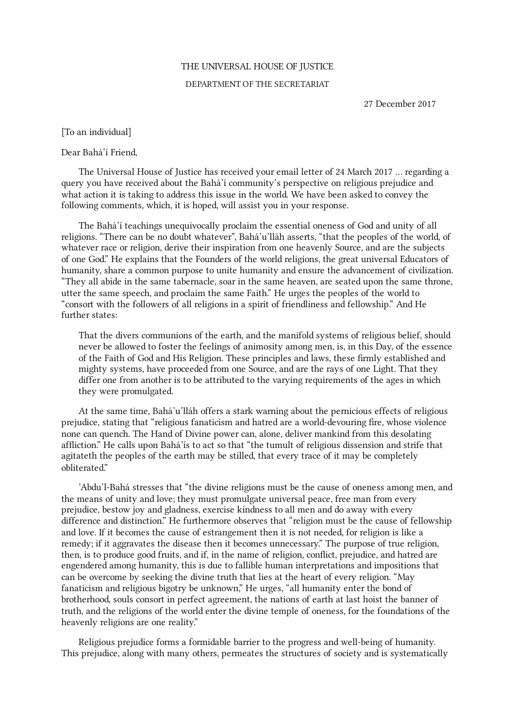THE UNIVERSAL HOUSE OF JUSTICE

DEPARTMENT OF THE SECRETARIAT

27 December 2017

[To an individual]

Dear Bahá'í Friend,

The Universal House of Justice has received your email letter of 24 March 2017 ... regarding a query you have received about the Bahá'í community's perspective on religious prejudice and what action it is taking to address this issue in the world. We have been asked to convey the following comments, which, it is hoped, will assist you in your response.

The Bahá'í teachings unequivocally proclaim the essential oneness of God and unity of all religions. "There can be no doubt whatever", Bahá'u'lláh asserts, "that the peoples of the world, of whatever race or religion, derive their inspiration from one heavenly Source, and are the subjects of one God." He explains that the Founders of the world religions, the great universal Educators of humanity, share a common purpose to unite humanity and ensure the advancement of civilization. "They all abide in the same tabernacle, soar in the same heaven, are seated upon the same throne, utter the same speech, and proclaim the same Faith." He urges the peoples of the world to "consort with the followers of all religions in a spirit of friendliness and fellowship." And He further states:

> That the divers communions of the earth, and the manifold systems of religious belief, should never be allowed to foster the feelings of animosity among men, is, in this Day, of the essence of the Faith of God and His Religion. These principles and laws, these firmly established and mighty systems, have proceeded from one Source, and are the rays of one Light. That they differ one from another is to be attributed to the varying requirements of the ages in which they were promulgated.

At the same time, Bahá'u'lláh offers a stark warning about the pernicious effects of religious prejudice, stating that "religious fanaticism and hatred are a world-devouring fire, whose violence none can quench. The Hand of Divine power can, alone, deliver mankind from this desolating affliction." He calls upon Bahá'ís to act so that "the tumult of religious dissension and strife that agitateth the peoples of the earth may be stilled, that every trace of it may be completely obliterated."

'Abdu'l-Bahá stresses that "the divine religions must be the cause of oneness among men, and the means of unity and love; they must promulgate universal peace, free man from every prejudice, bestow joy and gladness, exercise kindness to all men and do away with every difference and distinction." He furthermore observes that "religion must be the cause of fellowship and love. If it becomes the cause of estrangement then it is not needed, for religion is like a remedy; if it aggravates the disease then it becomes unnecessary." The purpose of true religion, then, is to produce good fruits, and if, in the name of religion, conflict, prejudice, and hatred are engendered among humanity, this is due to fallible human interpretations and impositions that can be overcome by seeking the divine truth that lies at the heart of every religion. "May fanaticism and religious bigotry be unknown," He urges, "all humanity enter the bond of brotherhood, souls consort in perfect agreement, the nations of earth at last hoist the banner of truth, and the religions of the world enter the divine temple of oneness, for the foundations of the heavenly religions are one reality."

Religious prejudice forms a formidable barrier to the progress and well-being of humanity. This prejudice, along with many others, permeates the structures of society and is systematically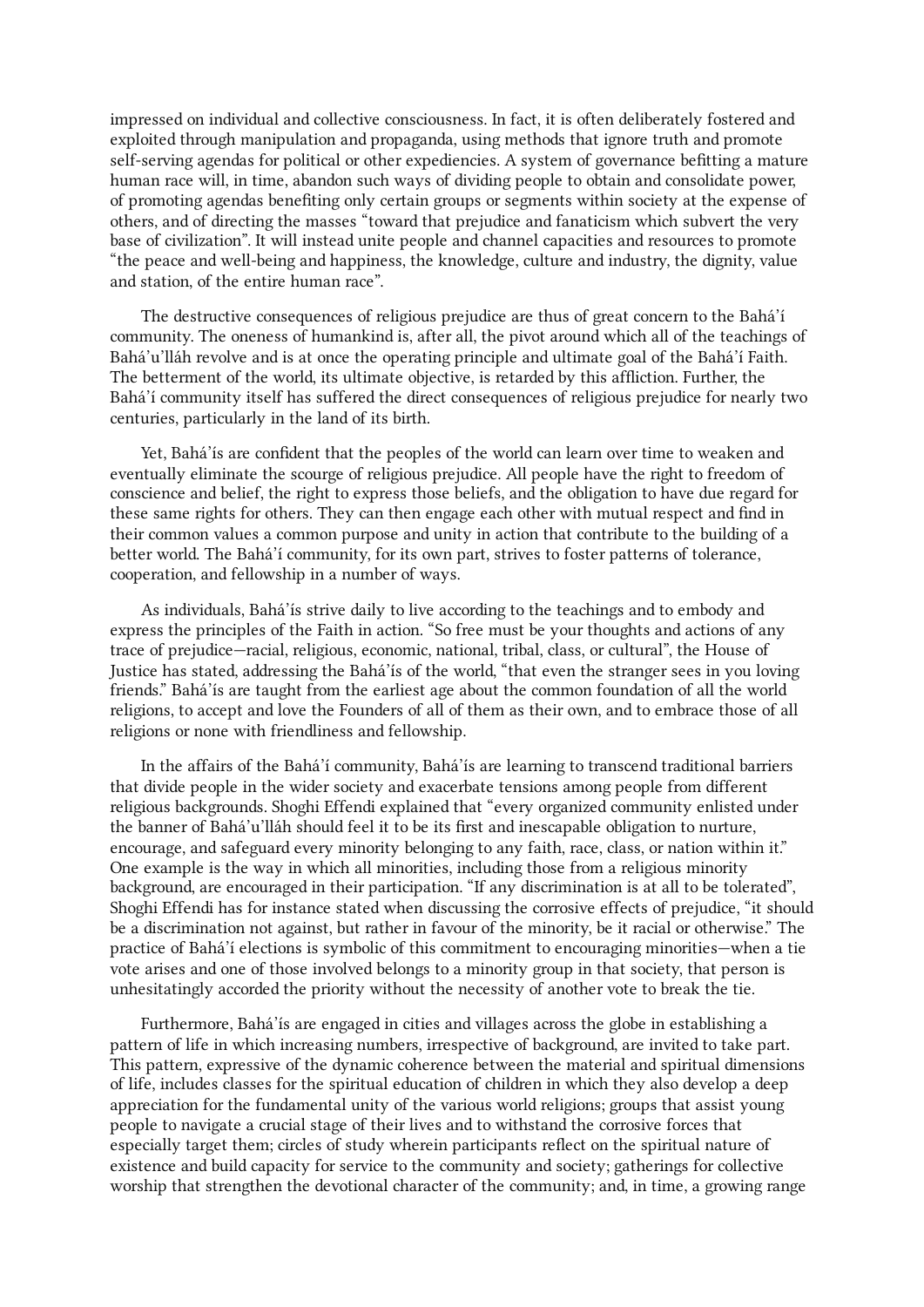impressed on individual and collective consciousness. In fact, it is often deliberately fostered and exploited through manipulation and propaganda, using methods that ignore truth and promote self-serving agendas for political or other expediencies. A system of governance befitting a mature human race will, in time, abandon such ways of dividing people to obtain and consolidate power, of promoting agendas benefiting only certain groups or segments within society at the expense of others, and of directing the masses "toward that prejudice and fanaticism which subvert the very base of civilization". It will instead unite people and channel capacities and resources to promote "the peace and well-being and happiness, the knowledge, culture and industry, the dignity, value and station, of the entire human race".

The destructive consequences of religious prejudice are thus of great concern to the Bahá'í community. The oneness of humankind is, after all, the pivot around which all of the teachings of Bahá'u'lláh revolve and is at once the operating principle and ultimate goal of the Bahá'í Faith. The betterment of the world, its ultimate objective, is retarded by this affliction. Further, the Bahá'í community itself has suffered the direct consequences of religious prejudice for nearly two centuries, particularly in the land of its birth.

Yet, Bahá'ís are confident that the peoples of the world can learn over time to weaken and eventually eliminate the scourge of religious prejudice. All people have the right to freedom of conscience and belief, the right to express those beliefs, and the obligation to have due regard for these same rights for others. They can then engage each other with mutual respect and find in their common values a common purpose and unity in action that contribute to the building of a better world. The Bahá'í community, for its own part, strives to foster patterns of tolerance, cooperation, and fellowship in a number of ways.

As individuals, Bahá'ís strive daily to live according to the teachings and to embody and express the principles of the Faith in action. "So free must be your thoughts and actions of any trace of prejudice—racial, religious, economic, national, tribal, class, or cultural", the House of Justice has stated, addressing the Bahá'ís of the world, "that even the stranger sees in you loving friends." Bahá'ís are taught from the earliest age about the common foundation of all the world religions, to accept and love the Founders of all of them as their own, and to embrace those of all religions or none with friendliness and fellowship.

In the affairs of the Bahá'í community, Bahá'ís are learning to transcend traditional barriers that divide people in the wider society and exacerbate tensions among people from different religious backgrounds. Shoghi Effendi explained that "every organized community enlisted under the banner of Bahá'u'lláh should feel it to be its first and inescapable obligation to nurture, encourage, and safeguard every minority belonging to any faith, race, class, or nation within it." One example is the way in which all minorities, including those from a religious minority background, are encouraged in their participation. "If any discrimination is at all to be tolerated", Shoghi Effendi has for instance stated when discussing the corrosive effects of prejudice, "it should be a discrimination not against, but rather in favour of the minority, be it racial or otherwise." The practice of Bahá'í elections is symbolic of this commitment to encouraging minorities—when a tie vote arises and one of those involved belongs to a minority group in that society, that person is unhesitatingly accorded the priority without the necessity of another vote to break the tie.

Furthermore, Bahá'ís are engaged in cities and villages across the globe in establishing a pattern of life in which increasing numbers, irrespective of background, are invited to take part. This pattern, expressive of the dynamic coherence between the material and spiritual dimensions of life, includes classes for the spiritual education of children in which they also develop a deep appreciation for the fundamental unity of the various world religions; groups that assist young people to navigate a crucial stage of their lives and to withstand the corrosive forces that especially target them; circles of study wherein participants reflect on the spiritual nature of existence and build capacity for service to the community and society; gatherings for collective worship that strengthen the devotional character of the community; and, in time, a growing range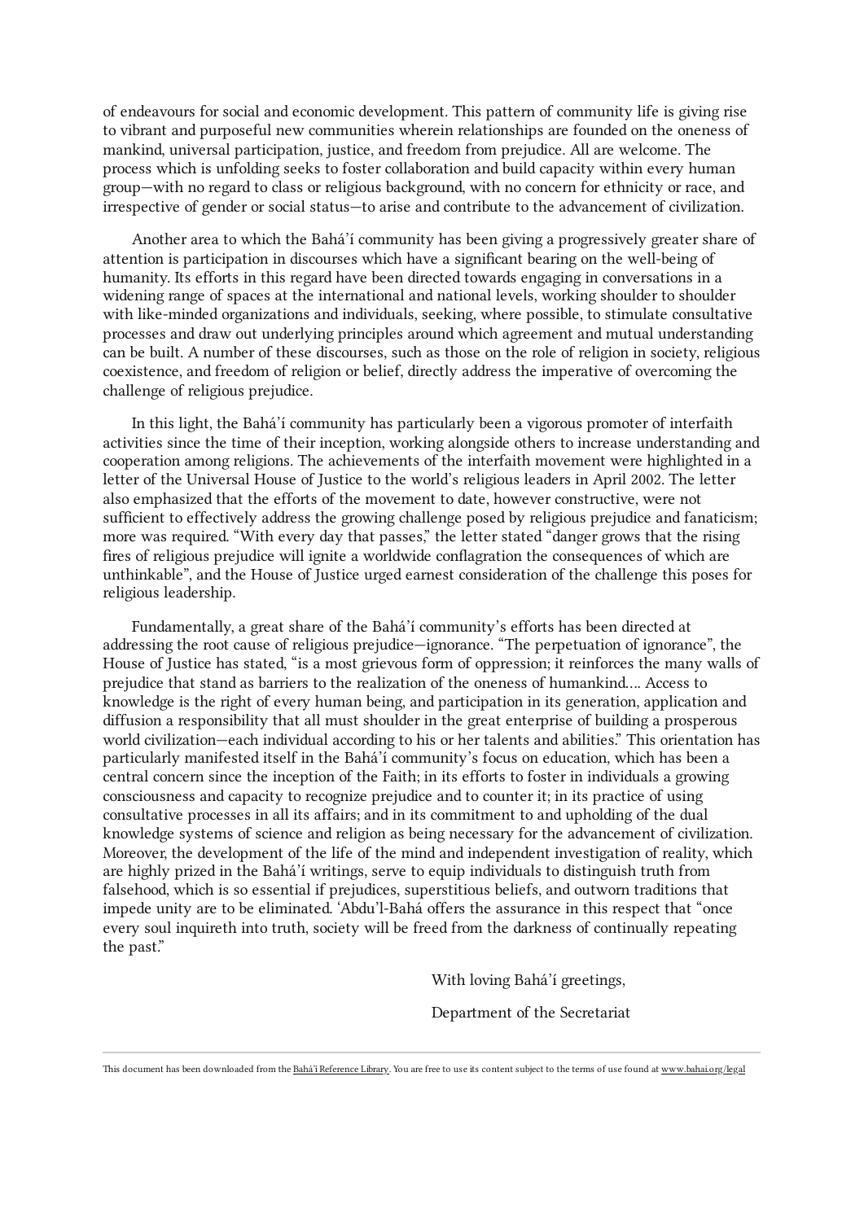of endeavours for social and economic development. This pattern of community life is giving rise to vibrant and purposeful new communities wherein relationships are founded on the oneness of mankind, universal participation, justice, and freedom from prejudice. All are welcome. The process which is unfolding seeks to foster collaboration and build capacity within every human group—with no regard to class or religious background, with no concern for ethnicity or race, and irrespective of gender or social status—to arise and contribute to the advancement of civilization.

Another area to which the Bahá'í community has been giving a progressively greater share of attention is participation in discourses which have a significant bearing on the well-being of humanity. Its efforts in this regard have been directed towards engaging in conversations in a widening range of spaces at the international and national levels, working shoulder to shoulder with like-minded organizations and individuals, seeking, where possible, to stimulate consultative processes and draw out underlying principles around which agreement and mutual understanding can be built. A number of these discourses, such as those on the role of religion in society, religious coexistence, and freedom of religion or belief, directly address the imperative of overcoming the challenge of religious prejudice.

In this light, the Bahá'í community has particularly been a vigorous promoter of interfaith activities since the time of their inception, working alongside others to increase understanding and cooperation among religions. The achievements of the interfaith movement were highlighted in a letter of the Universal House of Justice to the world's religious leaders in April 2002. The letter also emphasized that the efforts of the movement to date, however constructive, were not sufficient to effectively address the growing challenge posed by religious prejudice and fanaticism; more was required. "With every day that passes," the letter stated "danger grows that the rising fires of religious prejudice will ignite a worldwide conflagration the consequences of which are unthinkable", and the House of Justice urged earnest consideration of the challenge this poses for religious leadership.

Fundamentally, a great share of the Bahá'í community's efforts has been directed at addressing the root cause of religious prejudice—ignorance. "The perpetuation of ignorance", the House of Justice has stated, "is a most grievous form of oppression; it reinforces the many walls of prejudice that stand as barriers to the realization of the oneness of humankind.... Access to knowledge is the right of every human being, and participation in its generation, application and diffusion a responsibility that all must shoulder in the great enterprise of building a prosperous world civilization—each individual according to his or her talents and abilities." This orientation has particularly manifested itself in the Bahá'í community's focus on education, which has been a central concern since the inception of the Faith; in its efforts to foster in individuals a growing consciousness and capacity to recognize prejudice and to counter it; in its practice of using consultative processes in all its affairs; and in its commitment to and upholding of the dual knowledge systems of science and religion as being necessary for the advancement of civilization. Moreover, the development of the life of the mind and independent investigation of reality, which are highly prized in the Bahá'í writings, serve to equip individuals to distinguish truth from falsehood, which is so essential if prejudices, superstitious beliefs, and outworn traditions that impede unity are to be eliminated. 'Abdu'l-Bahá offers the assurance in this respect that "once every soul inquireth into truth, society will be freed from the darkness of continually repeating the past."

With loving Bahá'í greetings,

Department of the Secretariat

This document has been downloaded from the Bahá'í Reference Library. You are free to use its content subject to the terms of use found at www.bahai.org/legal